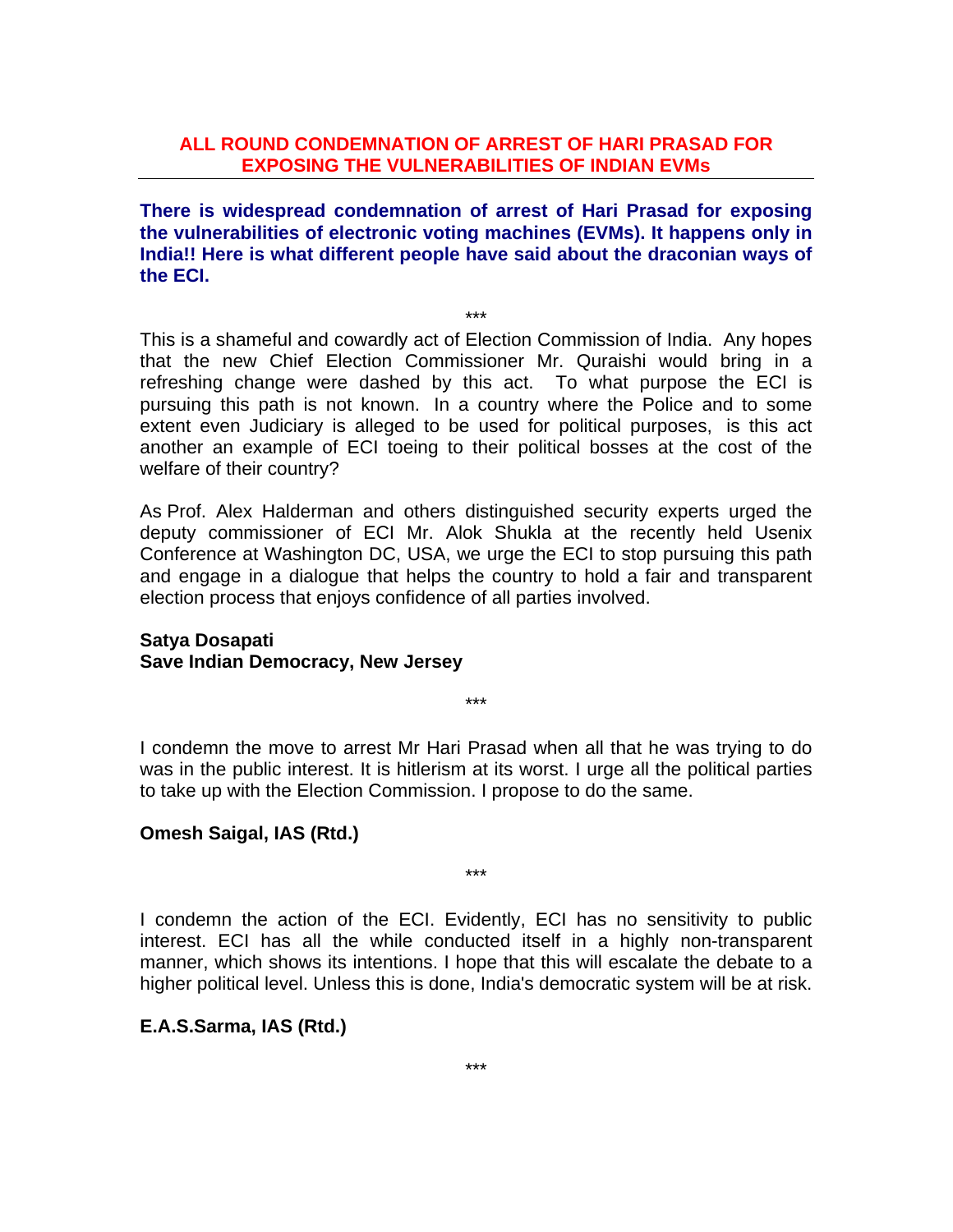# ALL ROUND CONDEMNATION OF ARREST OF HARI PRASAD FOR EXPOSING THE VULNERABILITIES OF INDIAN EVMs

**There is widespread condemnation of arrest of Hari Prasad for exposing the vulnerabilities of electronic voting machines (EVMs). It happens only in India!! Here is what different people have said about the draconian ways of the ECI.**

***

This is a shameful and cowardly act of Election Commission of India. Any hopes that the new Chief Election Commissioner Mr. Quraishi would bring in a refreshing change were dashed by this act. To what purpose the ECI is pursuing this path is not known. In a country where the Police and to some extent even Judiciary is alleged to be used for political purposes, is this act another an example of ECI toeing to their political bosses at the cost of the welfare of their country?

As Prof. Alex Halderman and others distinguished security experts urged the deputy commissioner of ECI Mr. Alok Shukla at the recently held Usenix Conference at Washington DC, USA, we urge the ECI to stop pursuing this path and engage in a dialogue that helps the country to hold a fair and transparent election process that enjoys confidence of all parties involved.

**Satya Dosapati**
**Save Indian Democracy, New Jersey**

***

I condemn the move to arrest Mr Hari Prasad when all that he was trying to do was in the public interest. It is hitlerism at its worst. I urge all the political parties to take up with the Election Commission. I propose to do the same.

**Omesh Saigal, IAS (Rtd.)**

***

I condemn the action of the ECI. Evidently, ECI has no sensitivity to public interest. ECI has all the while conducted itself in a highly non-transparent manner, which shows its intentions. I hope that this will escalate the debate to a higher political level. Unless this is done, India's democratic system will be at risk.

**E.A.S.Sarma, IAS (Rtd.)**

***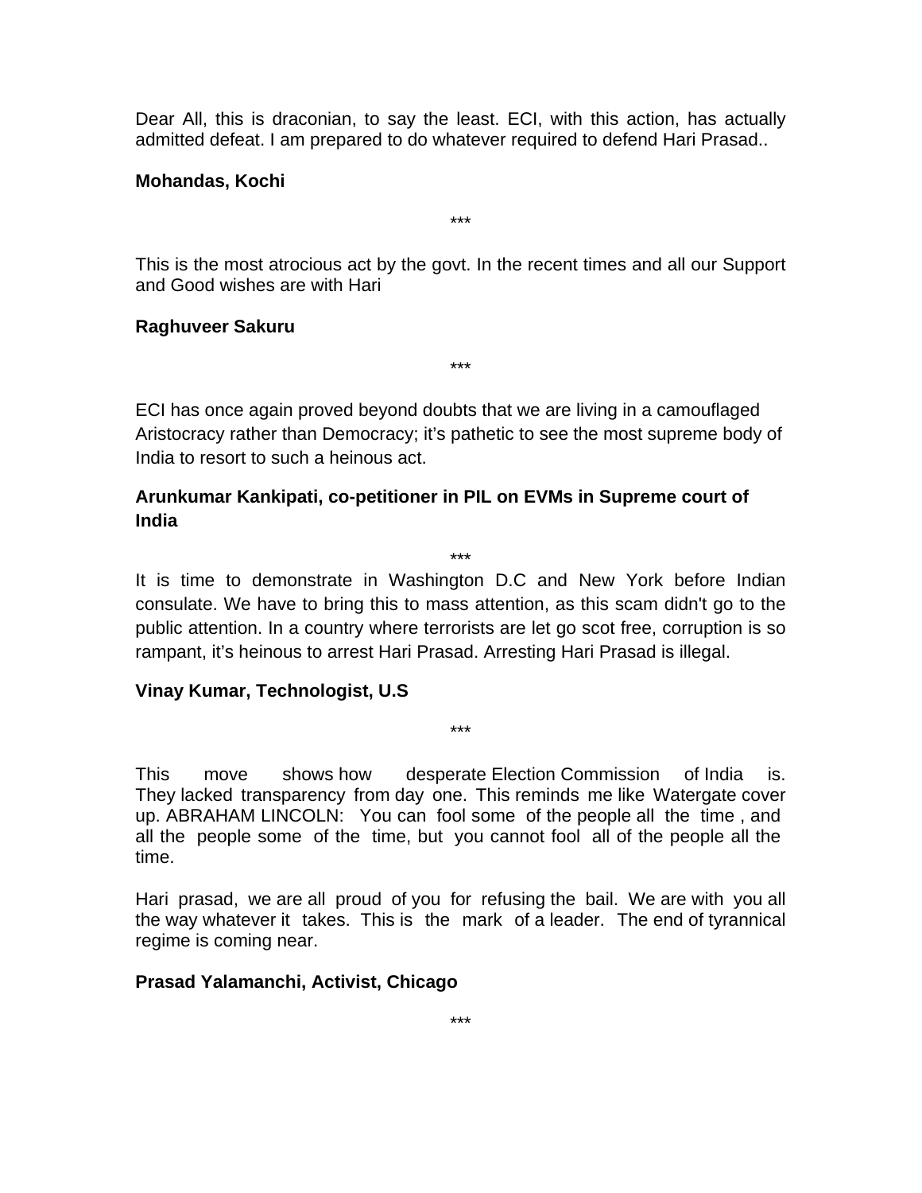Dear All, this is draconian, to say the least. ECI, with this action, has actually admitted defeat. I am prepared to do whatever required to defend Hari Prasad..

**Mohandas, Kochi**

***

This is the most atrocious act by the govt. In the recent times and all our Support and Good wishes are with Hari

**Raghuveer Sakuru**

***

ECI has once again proved beyond doubts that we are living in a camouflaged Aristocracy rather than Democracy; it's pathetic to see the most supreme body of India to resort to such a heinous act.

**Arunkumar Kankipati, co-petitioner in PIL on EVMs in Supreme court of India**

***

It is time to demonstrate in Washington D.C and New York before Indian consulate. We have to bring this to mass attention, as this scam didn't go to the public attention. In a country where terrorists are let go scot free, corruption is so rampant, it's heinous to arrest Hari Prasad. Arresting Hari Prasad is illegal.

**Vinay Kumar, Technologist, U.S**

***

This move shows how desperate Election Commission of India is. They lacked transparency from day one. This reminds me like Watergate cover up. ABRAHAM LINCOLN: You can fool some of the people all the time , and all the people some of the time, but you cannot fool all of the people all the time.

Hari prasad, we are all proud of you for refusing the bail. We are with you all the way whatever it takes. This is the mark of a leader. The end of tyrannical regime is coming near.

**Prasad Yalamanchi, Activist, Chicago**

***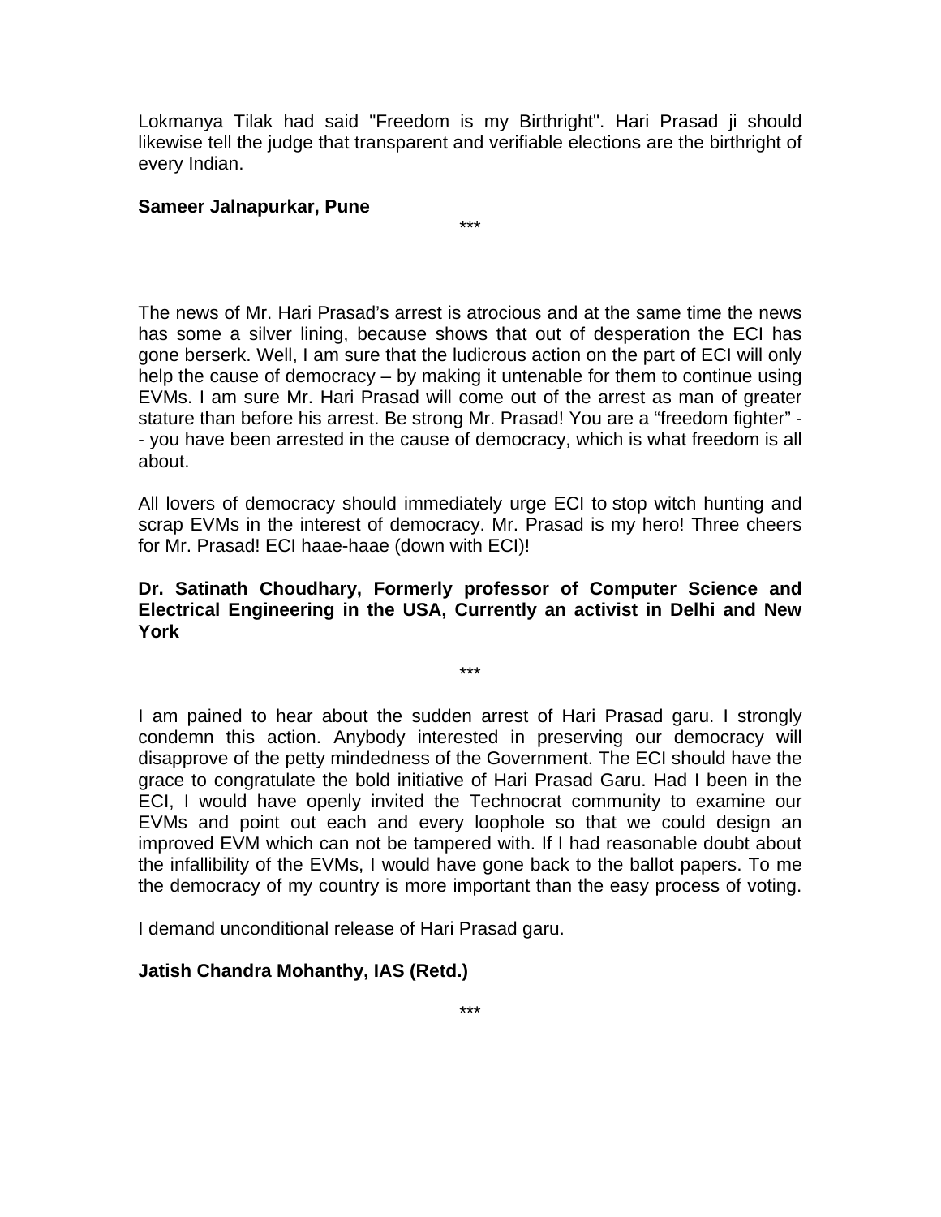Lokmanya Tilak had said "Freedom is my Birthright". Hari Prasad ji should likewise tell the judge that transparent and verifiable elections are the birthright of every Indian.

**Sameer Jalnapurkar, Pune**

***

The news of Mr. Hari Prasad's arrest is atrocious and at the same time the news has some a silver lining, because shows that out of desperation the ECI has gone berserk. Well, I am sure that the ludicrous action on the part of ECI will only help the cause of democracy – by making it untenable for them to continue using EVMs. I am sure Mr. Hari Prasad will come out of the arrest as man of greater stature than before his arrest. Be strong Mr. Prasad! You are a "freedom fighter" -- you have been arrested in the cause of democracy, which is what freedom is all about.

All lovers of democracy should immediately urge ECI to stop witch hunting and scrap EVMs in the interest of democracy. Mr. Prasad is my hero! Three cheers for Mr. Prasad! ECI haae-haae (down with ECI)!

**Dr. Satinath Choudhary, Formerly professor of Computer Science and Electrical Engineering in the USA, Currently an activist in Delhi and New York**

***

I am pained to hear about the sudden arrest of Hari Prasad garu. I strongly condemn this action. Anybody interested in preserving our democracy will disapprove of the petty mindedness of the Government. The ECI should have the grace to congratulate the bold initiative of Hari Prasad Garu. Had I been in the ECI, I would have openly invited the Technocrat community to examine our EVMs and point out each and every loophole so that we could design an improved EVM which can not be tampered with. If I had reasonable doubt about the infallibility of the EVMs, I would have gone back to the ballot papers. To me the democracy of my country is more important than the easy process of voting.

I demand unconditional release of Hari Prasad garu.

**Jatish Chandra Mohanthy, IAS (Retd.)**

***